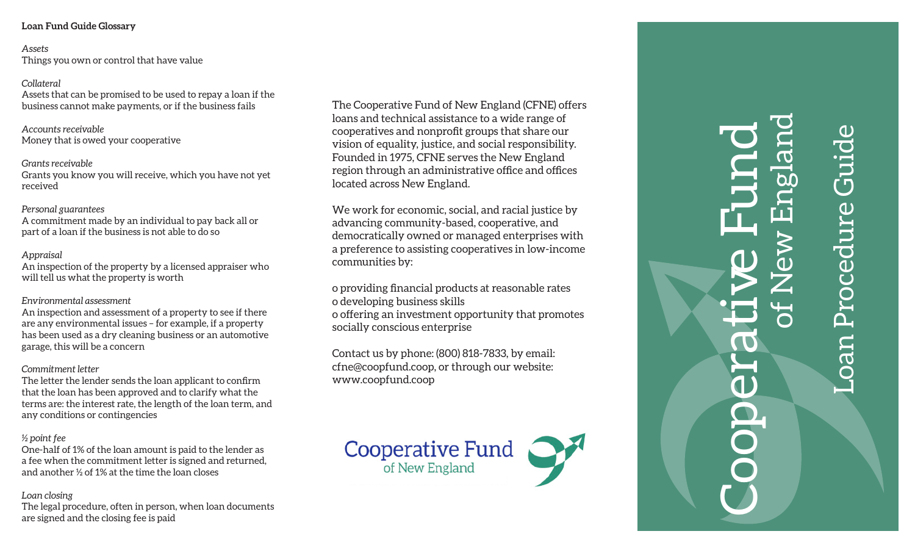# Loan Fund Guide Glossary

*Assets*
Things you own or control that have value

*Collateral*
Assets that can be promised to be used to repay a loan if the business cannot make payments, or if the business fails

*Accounts receivable*
Money that is owed your cooperative

*Grants receivable*
Grants you know you will receive, which you have not yet received

*Personal guarantees*
A commitment made by an individual to pay back all or part of a loan if the business is not able to do so

*Appraisal*
An inspection of the property by a licensed appraiser who will tell us what the property is worth

*Environmental assessment*
An inspection and assessment of a property to see if there are any environmental issues – for example, if a property has been used as a dry cleaning business or an automotive garage, this will be a concern

*Commitment letter*
The letter the lender sends the loan applicant to confirm that the loan has been approved and to clarify what the terms are: the interest rate, the length of the loan term, and any conditions or contingencies

*½ point fee*
One-half of 1% of the loan amount is paid to the lender as a fee when the commitment letter is signed and returned, and another ½ of 1% at the time the loan closes

*Loan closing*
The legal procedure, often in person, when loan documents are signed and the closing fee is paid

The Cooperative Fund of New England (CFNE) offers loans and technical assistance to a wide range of cooperatives and nonprofit groups that share our vision of equality, justice, and social responsibility. Founded in 1975, CFNE serves the New England region through an administrative office and offices located across New England.

We work for economic, social, and racial justice by advancing community-based, cooperative, and democratically owned or managed enterprises with a preference to assisting cooperatives in low-income communities by:

- providing financial products at reasonable rates
- developing business skills
- offering an investment opportunity that promotes socially conscious enterprise

Contact us by phone: (800) 818-7833, by email: cfne@coopfund.coop, or through our website: www.coopfund.coop

Cooperative Fund
of New England

# Cooperative Fund of New England

## Loan Procedure Guide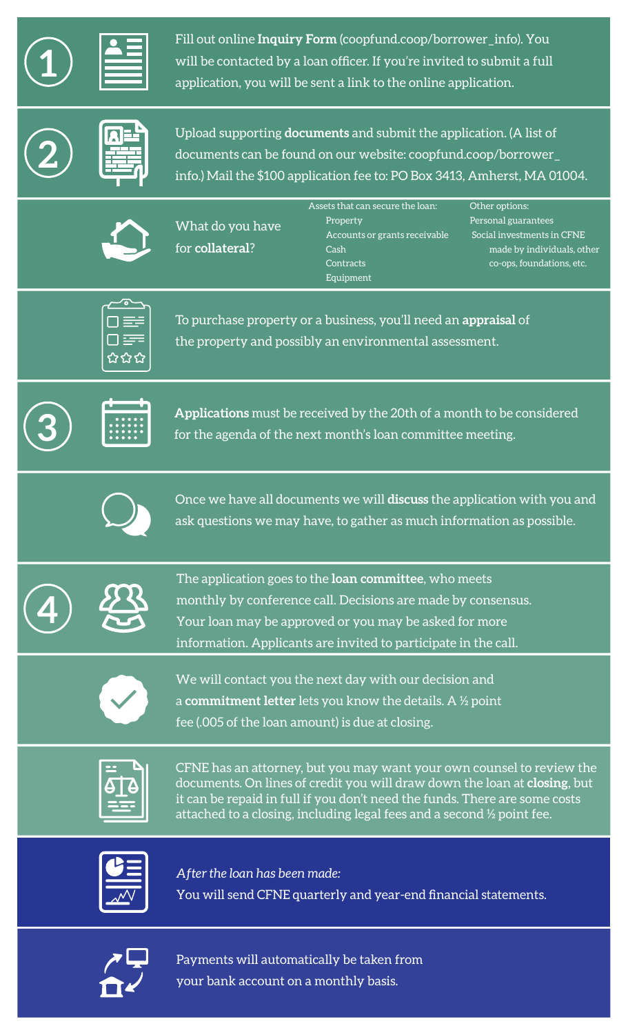**1**

Fill out online **Inquiry Form** (coopfund.coop/borrower_info). You will be contacted by a loan officer. If you're invited to submit a full application, you will be sent a link to the online application.

**2**

Upload supporting **documents** and submit the application. (A list of documents can be found on our website: coopfund.coop/borrower_info.) Mail the $100 application fee to: PO Box 3413, Amherst, MA 01004.

What do you have for **collateral**?

Assets that can secure the loan:

- Property
- Accounts or grants receivable
- Cash
- Contracts
- Equipment

Other options:

- Personal guarantees
- Social investments in CFNE made by individuals, other co-ops, foundations, etc.

To purchase property or a business, you'll need an **appraisal** of the property and possibly an environmental assessment.

**3**

**Applications** must be received by the 20th of a month to be considered for the agenda of the next month's loan committee meeting.

Once we have all documents we will **discuss** the application with you and ask questions we may have, to gather as much information as possible.

**4**

The application goes to the **loan committee**, who meets monthly by conference call. Decisions are made by consensus. Your loan may be approved or you may be asked for more information. Applicants are invited to participate in the call.

We will contact you the next day with our decision and a **commitment letter** lets you know the details. A ½ point fee (.005 of the loan amount) is due at closing.

CFNE has an attorney, but you may want your own counsel to review the documents. On lines of credit you will draw down the loan at **closing**, but it can be repaid in full if you don't need the funds. There are some costs attached to a closing, including legal fees and a second ½ point fee.

*After the loan has been made:*

You will send CFNE quarterly and year-end financial statements.

Payments will automatically be taken from your bank account on a monthly basis.